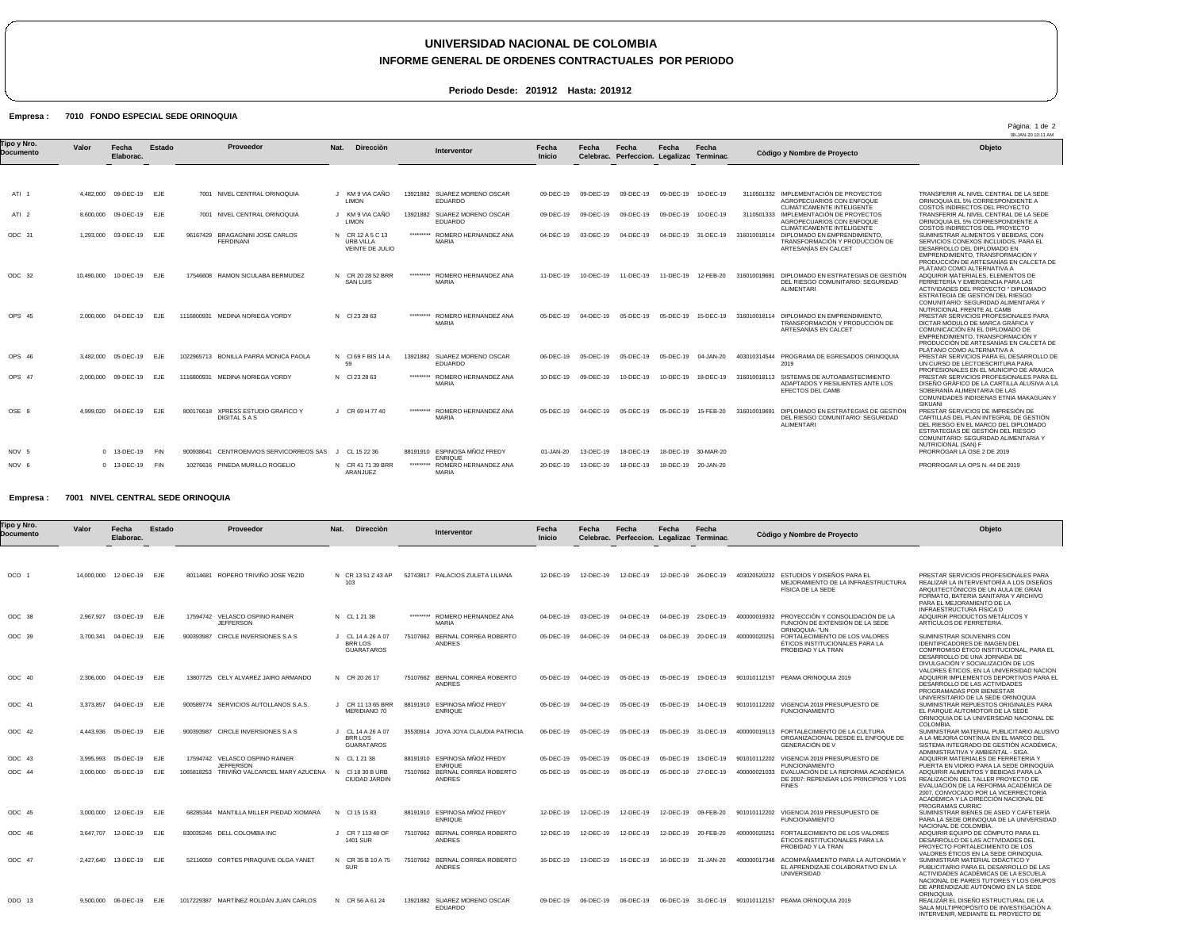# UNIVERSIDAD NACIONAL DE COLOMBIA

## INFORME GENERAL DE ORDENES CONTRACTUALES POR PERIODO

**Periodo Desde: 201912 Hasta: 201912**

**Empresa : 7010 FONDO ESPECIAL SEDE ORINOQUIA**

08-JAN-20 10:11 AM

| Tipo y Nro. Documento | Valor | Fecha Elaborac. | Estado | Proveedor | Nat. | Dirección | Interventor | Fecha Inicio | Fecha Celebrac. | Fecha Perfeccion. | Fecha Legalizac | Fecha Terminac. | Còdigo y Nombre de Proyecto | Objeto |
|---|---|---|---|---|---|---|---|---|---|---|---|---|---|---|
| ATI 1 | 4,482,000 | 09-DEC-19 | EJE | 7001 NIVEL CENTRAL ORINOQUIA | J | KM 9 VIA CAÑO LIMON | 13921882 SUAREZ MORENO OSCAR EDUARDO | 09-DEC-19 | 09-DEC-19 | 09-DEC-19 | 09-DEC-19 | 10-DEC-19 | 3110501332 IMPLEMENTACIÓN DE PROYECTOS AGROPECUARIOS CON ENFOQUE CLIMÁTICAMENTE INTELIGENTE | TRANSFERIR AL NIVEL CENTRAL DE LA SEDE ORINOQUIA EL 5% CORRESPONDIENTE A COSTOS INDIRECTOS DEL PROYECTO |
| ATI 2 | 8,600,000 | 09-DEC-19 | EJE | 7001 NIVEL CENTRAL ORINOQUIA | J | KM 9 VIA CAÑO LIMON | 13921882 SUAREZ MORENO OSCAR EDUARDO | 09-DEC-19 | 09-DEC-19 | 09-DEC-19 | 09-DEC-19 | 10-DEC-19 | 3110501333 IMPLEMENTACIÓN DE PROYECTOS AGROPECUARIOS CON ENFOQUE CLIMÁTICAMENTE INTELIGENTE | TRANSFERIR AL NIVEL CENTRAL DE LA SEDE ORINOQUIA EL 5% CORRESPONDIENTE A COSTOS INDIRECTOS DEL PROYECTO |
| ODC 31 | 1,293,000 | 03-DEC-19 | EJE | 96167429 BRAGAGNINI JOSE CARLOS FERDINANI | N | CR 12 A 5 C 13 URB VILLA VEINTE DE JULIO | ********* ROMERO HERNANDEZ ANA MARIA | 04-DEC-19 | 03-DEC-19 | 04-DEC-19 | 04-DEC-19 | 31-DEC-19 | 316010018114 DIPLOMADO EN EMPRENDIMIENTO, TRANSFORMACIÓN Y PRODUCCIÓN DE ARTESANÍAS EN CALCET | SUMINISTRAR ALIMENTOS Y BEBIDAS, CON SERVICIOS CONEXOS INCLUIDOS, PARA EL DESARROLLO DEL DIPLOMADO EN EMPRENDIMIENTO, TRANSFORMACIÓN Y PRODUCCIÓN DE ARTESANÍAS EN CALCETA DE PLÁTANO COMO ALTERNATIVA A |
| ODC 32 | 10,490,000 | 10-DEC-19 | EJE | 17546608 RAMON SICULABA BERMUDEZ | N | CR 20 28 52 BRR SAN LUIS | ********* ROMERO HERNANDEZ ANA MARIA | 11-DEC-19 | 10-DEC-19 | 11-DEC-19 | 11-DEC-19 | 12-FEB-20 | 316010019691 DIPLOMADO EN ESTRATEGIAS DE GESTIÓN DEL RIESGO COMUNITARIO: SEGURIDAD ALIMENTARI | ADQUIRIR MATERIALES, ELEMENTOS DE FERRETERÍA Y EMERGENCIA PARA LAS ACTIVIDADES DEL PROYECTO " DIPLOMADO ESTRATEGIA DE GESTIÓN DEL RIESGO COMUNITARIO: SEGURIDAD ALIMENTARIA Y NUTRICIONAL FRENTE AL CAMB |
| OPS 45 | 2,000,000 | 04-DEC-19 | EJE | 1116800931 MEDINA NORIEGA YORDY | N | Cl 23 28 63 | ********* ROMERO HERNANDEZ ANA MARIA | 05-DEC-19 | 04-DEC-19 | 05-DEC-19 | 05-DEC-19 | 15-DEC-19 | 316010018114 DIPLOMADO EN EMPRENDIMIENTO, TRANSFORMACIÓN Y PRODUCCIÓN DE ARTESANÍAS EN CALCET | PRESTAR SERVICIOS PROFESIONALES PARA DICTAR MÓDULO DE MARCA GRÁFICA Y COMUNICACIÓN EN EL DIPLOMADO DE EMPRENDIMIENTO, TRANSFORMACIÓN Y PRODUCCIÓN DE ARTESANÍAS EN CALCETA DE PLÁTANO COMO ALTERNATIVA A |
| OPS 46 | 3,482,000 | 05-DEC-19 | EJE | 1022965713 BONILLA PARRA MONICA PAOLA | N | Cl 69 F BIS 14 A 59 | 13921882 SUAREZ MORENO OSCAR EDUARDO | 06-DEC-19 | 05-DEC-19 | 05-DEC-19 | 05-DEC-19 | 04-JAN-20 | 403010314544 PROGRAMA DE EGRESADOS ORINOQUIA 2019 | PRESTAR SERVICIOS PARA EL DESARROLLO DE UN CURSO DE LECTOESCRITURA PARA PROFESIONALES EN EL MUNICIPO DE ARAUCA |
| OPS 47 | 2,000,000 | 09-DEC-19 | EJE | 1116800931 MEDINA NORIEGA YORDY | N | Cl 23 28 63 | ********* ROMERO HERNANDEZ ANA MARIA | 10-DEC-19 | 09-DEC-19 | 10-DEC-19 | 10-DEC-19 | 18-DEC-19 | 316010018113 SISTEMAS DE AUTOABASTECIMIENTO ADAPTADOS Y RESILIENTES ANTE LOS EFECTOS DEL CAMB | PRESTAR SERVICIOS PROFESIONALES PARA EL DISEÑO GRÁFICO DE LA CARTILLA ALUSIVA A LA SOBERANÍA ALIMENTARIA DE LAS COMUNIDADES INDIGENAS ETNIA MAKAGUAN Y SIKUANI |
| OSE 8 | 4,999,020 | 04-DEC-19 | EJE | 800176618 XPRESS ESTUDIO GRAFICO Y DIGITAL S A S | J | CR 69 H 77 40 | ********* ROMERO HERNANDEZ ANA MARIA | 05-DEC-19 | 04-DEC-19 | 05-DEC-19 | 05-DEC-19 | 15-FEB-20 | 316010019691 DIPLOMADO EN ESTRATEGIAS DE GESTIÓN DEL RIESGO COMUNITARIO: SEGURIDAD ALIMENTARI | PRESTAR SERVICIOS DE IMPRESIÓN DE CARTILLAS DEL PLAN INTEGRAL DE GESTIÓN DEL RIESGO EN EL MARCO DEL DIPLOMADO ESTRATEGIAS DE GESTIÓN DEL RIESGO COMUNITARIO: SEGURIDAD ALIMENTARIA Y NUTRICIONAL (SAN) F |
| NOV 5 | 0 | 13-DEC-19 | FIN | 900938641 CENTROENVIOS SERVICORREOS SAS | J | CL 15 22 36 | 88191910 ESPINOSA MÑOZ FREDY ENRIQUE | 01-JAN-20 | 13-DEC-19 | 18-DEC-19 | 18-DEC-19 | 30-MAR-20 | | PRORROGAR LA OSE 2 DE 2019 |
| NOV 6 | 0 | 13-DEC-19 | FIN | 10276616 PINEDA MURILLO ROGELIO | N | CR 41 71 39 BRR ARANJUEZ | ********* ROMERO HERNANDEZ ANA MARIA | 20-DEC-19 | 13-DEC-19 | 18-DEC-19 | 18-DEC-19 | 20-JAN-20 | | PRORROGAR LA OPS N. 44 DE 2019 |

**Empresa : 7001 NIVEL CENTRAL SEDE ORINOQUIA**

| Tipo y Nro. Documento | Valor | Fecha Elaborac. | Estado | Proveedor | Nat. | Dirección | Interventor | Fecha Inicio | Fecha Celebrac. | Fecha Perfeccion. | Fecha Legalizac | Fecha Terminac. | Còdigo y Nombre de Proyecto | Objeto |
|---|---|---|---|---|---|---|---|---|---|---|---|---|---|---|
| OCO 1 | 14,000,000 | 12-DEC-19 | EJE | 80114681 ROPERO TRIVIÑO JOSE YEZID | N | CR 13 51 Z 43 AP 103 | 52743817 PALACIOS ZULETA LILIANA | 12-DEC-19 | 12-DEC-19 | 12-DEC-19 | 12-DEC-19 | 26-DEC-19 | 403020520232 ESTUDIOS Y DISEÑOS PARA EL MEJORAMIENTO DE LA INFRAESTRUCTURA FÍSICA DE LA SEDE | PRESTAR SERVICIOS PROFESIONALES PARA REALIZAR LA INTERVENTORÍA A LOS DISEÑOS ARQUITECTÓNICOS DE UN AULA DE GRAN FORMATO, BATERIA SANITARIA Y ARCHIVO PARA EL MEJORAMIENTO DE LA INFRAESTRUCTURA FÍSICA D |
| ODC 38 | 2,967,927 | 03-DEC-19 | EJE | 17594742 VELASCO OSPINO RAINER JEFFERSON | N | CL 1 21 38 | ********* ROMERO HERNANDEZ ANA MARIA | 04-DEC-19 | 03-DEC-19 | 04-DEC-19 | 04-DEC-19 | 23-DEC-19 | 400000019332 PROYECCIÓN Y CONSOLIDACIÓN DE LA FUNCIÓN DE EXTENSIÓN DE LA SEDE ORINOQUIA- "UN | ADQUIRIR PRODUCTOS METÁLICOS Y ARTÍCULOS DE FERRETERIA. |
| ODC 39 | 3,700,341 | 04-DEC-19 | EJE | 900393987 CIRCLE INVERSIONES S A S | J | CL 14 A 26 A 07 BRR LOS GUARATAROS | 75107662 BERNAL CORREA ROBERTO ANDRES | 05-DEC-19 | 04-DEC-19 | 04-DEC-19 | 04-DEC-19 | 20-DEC-19 | 400000020251 FORTALECIMIENTO DE LOS VALORES ÉTICOS INSTITUCIONALES PARA LA PROBIDAD Y LA TRAN | SUMINISTRAR SOUVENIRS CON IDENTIFICADORES DE IMAGEN DEL COMPROMISO ÉTICO INSTITUCIONAL, PARA EL DESARROLLO DE UNA JORNADA DE DIVULGACIÓN Y SOCIALIZACIÓN DE LOS VALORES ÉTICOS, EN LA UNIVERSIDAD NACION |
| ODC 40 | 2,306,000 | 04-DEC-19 | EJE | 13807725 CELY ALVAREZ JAIRO ARMANDO | N | CR 20 26 17 | 75107662 BERNAL CORREA ROBERTO ANDRES | 05-DEC-19 | 04-DEC-19 | 05-DEC-19 | 05-DEC-19 | 19-DEC-19 | 901010112157 PEAMA ORINOQUIA 2019 | ADQUIRIR IMPLEMENTOS DEPORTIVOS PARA EL DESARROLLO DE LAS ACTIVIDADES PROGRAMADAS POR BIENESTAR UNIVERSITARIO DE LA SEDE ORINOQUIA |
| ODC 41 | 3,373,857 | 04-DEC-19 | EJE | 900589774 SERVICIOS AUTOLLANOS S.A.S. | J | CR 11 13 65 BRR MERIDIANO 70 | 88191910 ESPINOSA MÑOZ FREDY ENRIQUE | 05-DEC-19 | 04-DEC-19 | 05-DEC-19 | 05-DEC-19 | 14-DEC-19 | 901010112202 VIGENCIA 2019 PRESUPUESTO DE FUNCIONAMIENTO | SUMINISTRAR REPUESTOS ORIGINALES PARA EL PARQUE AUTOMOTOR DE LA SEDE ORINOQUIA DE LA UNIVERSIDAD NACIONAL DE COLOMBIA. |
| ODC 42 | 4,443,936 | 05-DEC-19 | EJE | 900393987 CIRCLE INVERSIONES S A S | J | CL 14 A 26 A 07 BRR LOS GUARATAROS | 35530914 JOYA JOYA CLAUDIA PATRICIA | 06-DEC-19 | 05-DEC-19 | 05-DEC-19 | 05-DEC-19 | 31-DEC-19 | 400000019113 FORTALECIMIENTO DE LA CULTURA ORGANIZACIONAL DESDE EL ENFOQUE DE GENERACIÓN DE V | SUMINISTRAR MATERIAL PUBLICITARIO ALUSIVO A LA MEJORA CONTINUA EN EL MARCO DEL SISTEMA INTEGRADO DE GESTIÓN ACADÉMICA, ADMINISTRATIVA Y AMBIENTAL - SIGA. |
| ODC 43 | 3,995,993 | 05-DEC-19 | EJE | 17594742 VELASCO OSPINO RAINER JEFFERSON | N | CL 1 21 38 | 88191910 ESPINOSA MÑOZ FREDY ENRIQUE | 05-DEC-19 | 05-DEC-19 | 05-DEC-19 | 05-DEC-19 | 13-DEC-19 | 901010112202 VIGENCIA 2019 PRESUPUESTO DE FUNCIONAMIENTO | ADQUIRIR MATERIALES DE FERRETERÍA Y PUERTA EN VIDRIO PARA LA SEDE ORINOQUIA |
| ODC 44 | 3,000,000 | 05-DEC-19 | EJE | 1065818253 TRIVIÑO VALCARCEL MARY AZUCENA | N | Cl 18 30 B URB CIUDAD JARDIN | 75107662 BERNAL CORREA ROBERTO ANDRES | 05-DEC-19 | 05-DEC-19 | 05-DEC-19 | 05-DEC-19 | 27-DEC-19 | 400000021033 EVALUACIÓN DE LA REFORMA ACADÉMICA DE 2007: REPENSAR LOS PRINCIPIOS Y LOS FINES | ADQUIRIR ALIMENTOS Y BEBIDAS PARA LA REALIZACIÓN DEL TALLER PROYECTO DE EVALUACIÓN DE LA REFORMA ACADÉMICA DE 2007, CONVOCADO POR LA VICERRECTORÍA ACADÉMICA Y LA DIRECCIÓN NACIONAL DE PROGRAMAS CURRIC |
| ODC 45 | 3,000,000 | 12-DEC-19 | EJE | 68285344 MANTILLA MILLER PIEDAD XIOMARA | N | Cl 15 15 83 | 88191910 ESPINOSA MÑOZ FREDY ENRIQUE | 12-DEC-19 | 12-DEC-19 | 12-DEC-19 | 12-DEC-19 | 09-FEB-20 | 901010112202 VIGENCIA 2019 PRESUPUESTO DE FUNCIONAMIENTO | SUMINISTRAR BIENES DE ASEO Y CAFETERÍA PARA LA SEDE ORINOQUIA DE LA UNIVERSIDAD NACIONAL DE COLOMBIA. |
| ODC 46 | 3,647,707 | 12-DEC-19 | EJE | 830035246 DELL COLOMBIA INC | J | CR 7 113 48 OF 1401 SUR | 75107662 BERNAL CORREA ROBERTO ANDRES | 12-DEC-19 | 12-DEC-19 | 12-DEC-19 | 12-DEC-19 | 20-FEB-20 | 400000020251 FORTALECIMIENTO DE LOS VALORES ÉTICOS INSTITUCIONALES PARA LA PROBIDAD Y LA TRAN | ADQUIRIR EQUIPO DE COMPUTO PARA EL DESARROLLO DE LAS ACTIVIDADES DEL PROYECTO FORTALECIMIENTO DE LOS VALORES ÉTICOS EN LA SEDE ORINOQUIA. |
| ODC 47 | 2,427,640 | 13-DEC-19 | EJE | 52116059 CORTES PIRAQUIVE OLGA YANET | N | CR 35 B 10 A 75 SUR | 75107662 BERNAL CORREA ROBERTO ANDRES | 16-DEC-19 | 13-DEC-19 | 16-DEC-19 | 16-DEC-19 | 31-JAN-20 | 400000017348 ACOMPAÑAMIENTO PARA LA AUTONOMÍA Y EL APRENDIZAJE COLABORATIVO EN LA UNIVERSIDAD | SUMINISTRAR MATERIAL DIDÁCTICO Y PUBLICITARIO PARA EL DESARROLLO DE LAS ACTIVIDADES ACADÉMICAS DE LA ESCUELA NACIONAL DE PARES TUTORES Y LOS GRUPOS DE APRENDIZAJE AUTÓNOMO EN LA SEDE ORINOQUIA |
| ODO 13 | 9,500,000 | 06-DEC-19 | EJE | 1017229387 MARTÍNEZ ROLDÁN JUAN CARLOS | N | CR 56 A 61 24 | 13921882 SUAREZ MORENO OSCAR EDUARDO | 09-DEC-19 | 06-DEC-19 | 06-DEC-19 | 06-DEC-19 | 31-DEC-19 | 901010112157 PEAMA ORINOQUIA 2019 | REALIZAR EL DISEÑO ESTRUCTURAL DE LA SALA MULTIPROPÓSITO DE INVESTIGACIÓN A INTERVENIR, MEDIANTE EL PROYECTO DE |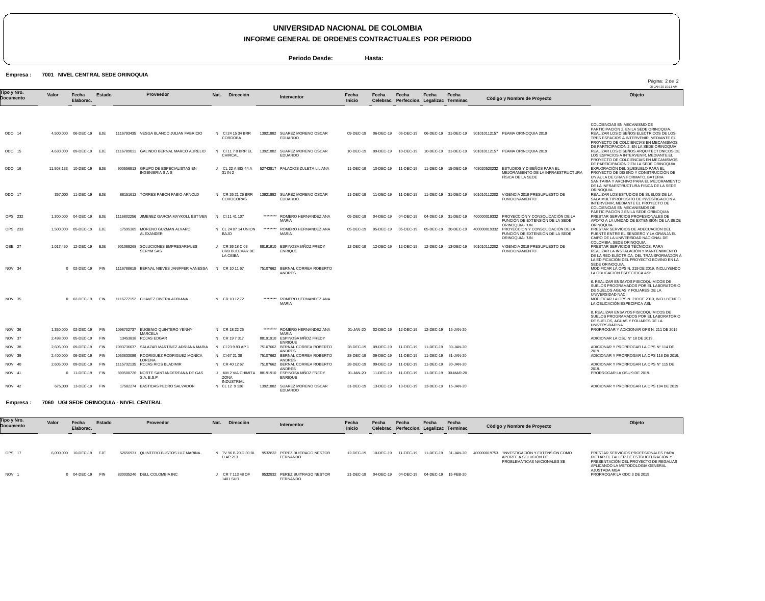# UNIVERSIDAD NACIONAL DE COLOMBIA

## INFORME GENERAL DE ORDENES CONTRACTUALES POR PERIODO

**Periodo Desde:** **Hasta:**

**Empresa : 7001 NIVEL CENTRAL SEDE ORINOQUIA**

| Tipo y Nro. Documento | Valor | Fecha Elaborac. | Estado | Proveedor | Nat. | Dirección | Interventor | Fecha Inicio | Fecha Celebrac. | Fecha Perfeccion. | Fecha Legalizac | Fecha Terminac. | Còdigo y Nombre de Proyecto | Objeto |
|---|---|---|---|---|---|---|---|---|---|---|---|---|---|---|
| ODO 14 | 4,500,000 | 06-DEC-19 | EJE | 1116793435 VESGA BLANCO JULIAN FABRICIO | N | Cl 24 15 34 BRR CORDOBA | 13921882 SUAREZ MORENO OSCAR EDUARDO | 09-DEC-19 | 06-DEC-19 | 06-DEC-19 | 06-DEC-19 | 31-DEC-19 | 901010112157 PEAMA ORINOQUIA 2019 | COLCIENCIAS EN MECANISMO DE PARTICIPACIÓN 2, EN LA SEDE ORINOQUIA. REALIZAR LOS DISEÑOS ELECTRICOS DE LOS TRES ESPACIOS A INTERVENIR, MEDIANTE EL PROYECTO DE COLCIENCIAS EN MECANISMOS DE PARTICIPACIÓN 2, EN LA SEDE ORINOQUIA |
| ODO 15 | 4,630,000 | 09-DEC-19 | EJE | 1116789011 GALINDO BERNAL MARCO AURELIO | N | Cl 11 7 8 BRR EL CHIRCAL | 13921882 SUAREZ MORENO OSCAR EDUARDO | 10-DEC-19 | 09-DEC-19 | 10-DEC-19 | 10-DEC-19 | 31-DEC-19 | 901010112157 PEAMA ORINOQUIA 2019 | REALIZAR LOS DISEÑOS ARQUITECTONICOS DE LOS ESPACIOS A INTERVENIR, MEDIANTE EL PROYECTO DE COLCIENCIAS EN MECANISMOS DE PARTICIPACIÓN 2 EN LA SEDE ORINOQUIA |
| ODO 16 | 11,508,133 | 10-DEC-19 | EJE | 900556813 GRUPO DE ESPECIALISTAS EN INGENIERIA S A S | J | CL 22 A BIS 44 A 31 IN 2 | 52743817 PALACIOS ZULETA LILIANA | 11-DEC-19 | 10-DEC-19 | 11-DEC-19 | 11-DEC-19 | 15-DEC-19 | 403020520232 ESTUDIOS Y DISEÑOS PARA EL MEJORAMIENTO DE LA INFRAESTRUCTURA FÍSICA DE LA SEDE | EXPLORACIÓN DEL SUBSUELO PARA EL PROYECTO DE DISEÑO Y CONSTRUCCIÓN DE UN AULA DE GRAN FORMATO, BATERIA SANITARIA Y ARCHIVO PARA EL MEJORAMIENTO DE LA INFRAESTRUCTURA FISICA DE LA SEDE ORINOQUIA |
| ODO 17 | 357,000 | 11-DEC-19 | EJE | 88151612 TORRES PABON FABIO ARNOLD | N | CR 26 21 26 BRR COROCORAS | 13921882 SUAREZ MORENO OSCAR EDUARDO | 11-DEC-19 | 11-DEC-19 | 11-DEC-19 | 11-DEC-19 | 31-DEC-19 | 901010112202 VIGENCIA 2019 PRESUPUESTO DE FUNCIONAMIENTO | REALIZAR LOS ESTUDIOS DE SUELOS DE LA SALA MULTIPROPOSITO DE INVESTIGACIÓN A INTERVENIR, MEDIANTE EL PROYECTO DE COLCIENCIAS EN MECANISMOS DE PARTICIPACIÓN 2 EN LA SEDE ORINOQUIA |
| OPS 232 | 1,300,000 | 04-DEC-19 | EJE | 1116802256 JIMENEZ GARCIA MAYKOLL ESTIVEN | N | Cl 11 41 107 | ********* ROMERO HERNANDEZ ANA MARIA | 05-DEC-19 | 04-DEC-19 | 04-DEC-19 | 04-DEC-19 | 31-DEC-19 | 400000019332 PROYECCIÓN Y CONSOLIDACIÓN DE LA FUNCIÓN DE EXTENSIÓN DE LA SEDE ORINOQUIA- "UN | PRESTAR SERVICIOS PROFESIONALES DE APOYO A LA UNIDAD DE EXTENSIÓN DE LA SEDE ORINOQUIA |
| OPS 233 | 1,500,000 | 05-DEC-19 | EJE | 17595385 MORENO GUZMAN ALVARO ALEXANDER | N | CL 24 07 14 UNION BAJO | ********* ROMERO HERNANDEZ ANA MARIA | 05-DEC-19 | 05-DEC-19 | 05-DEC-19 | 05-DEC-19 | 30-DEC-19 | 400000019332 PROYECCIÓN Y CONSOLIDACIÓN DE LA FUNCIÓN DE EXTENSIÓN DE LA SEDE ORINOQUIA- "UN | PRESTAR SERVICIOS DE ADECUACIÓN DEL PUENTE ENTRE EL SENDERO Y LA GRANJA EL CAIRO DE LA UNIVERSIDAD NACIONAL DE COLOMBIA, SEDE ORINOQUIA. |
| OSE 27 | 1,017,450 | 12-DEC-19 | EJE | 901088268 SOLUCIONES EMPRESARIALES SERYM SAS | J | CR 36 18 C 03 URB BULEVAR DE LA CEIBA | 88191910 ESPINOSA MÑOZ FREDY ENRIQUE | 12-DEC-19 | 12-DEC-19 | 12-DEC-19 | 12-DEC-19 | 13-DEC-19 | 901010112202 VIGENCIA 2019 PRESUPUESTO DE FUNCIONAMIENTO | PRESTAR SERVICIOS TÉCNICOS, PARA REALIZAR LA INSTALACIÓN Y MANTENIMIENTO DE LA RED ELÉCTRICA, DEL TRANSFORMADOR A LA EDIFICACIÓN DEL PROYECTO BOVINO EN LA SEDE ORINOQUIA. |
| NOV 34 | 0 | 02-DEC-19 | FIN | 1116788618 BERNAL NIEVES JANIFFER VANESSA | N | CR 10 11 67 | 75107662 BERNAL CORREA ROBERTO ANDRES | | | | | | | MODIFICAR LA OPS N. 219 DE 2019, INCLUYENDO LA OBLIGACIÓN ESPECIFICA ASI: 6. REALIZAR ENSAYOS FISICOQUIMICOS DE SUELOS PROGRAMADOS POR EL LABORATORIO DE SUELOS AGUAS Y FOLIARES DE LA UNIVERSIDAD NACI |
| NOV 35 | 0 | 02-DEC-19 | FIN | 1116777152 CHAVEZ RIVERA ADRIANA | N | CR 10 12 72 | ********* ROMERO HERNANDEZ ANA MARIA | | | | | | | MODIFICAR LA OPS N. 210 DE 2019, INCLUYENDO LA OBLICACIÓN ESPECIFICA ASI: 8. REALIZAR ENSAYOS FISICOQUIMICOS DE SUELOS PROGRAMADOS POR EL LABORATORIO DE SUELOS, AGUAS Y FOLIARES DE LA UNIVERSIDAD NA |
| NOV 36 | 1,350,000 | 02-DEC-19 | FIN | 1098702737 EUGENIO QUINTERO YENNY MARCELA | N | CR 18 22 25 | ********* ROMERO HERNANDEZ ANA MARIA | 01-JAN-20 | 02-DEC-19 | 12-DEC-19 | 12-DEC-19 | 15-JAN-20 | | PRORROGAR Y ADICIONAR OPS N. 211 DE 2019 |
| NOV 37 | 2,498,000 | 05-DEC-19 | FIN | 13453838 ROJAS EDGAR | N | CR 19 7 317 | 88191910 ESPINOSA MÑOZ FREDY ENRIQUE | | | | | | | ADICIONAR LA OSU Nº 18 DE 2019. |
| NOV 38 | 2,605,000 | 09-DEC-19 | FIN | 1093736637 SALAZAR MARTINEZ ADRIANA MARIA | N | Cl 23 9 83 AP 1 | 75107662 BERNAL CORREA ROBERTO ANDRES | 28-DEC-19 | 09-DEC-19 | 11-DEC-19 | 11-DEC-19 | 30-JAN-20 | | ADICIONAR Y PRORROGAR LA OPS Nº 114 DE 2019. |
| NOV 39 | 2,400,000 | 09-DEC-19 | FIN | 1053833099 RODRIGUEZ RODRIGUEZ MONICA LORENA | N | Cl 67 21 36 | 75107662 BERNAL CORREA ROBERTO ANDRES | 28-DEC-19 | 09-DEC-19 | 11-DEC-19 | 11-DEC-19 | 31-JAN-20 | | ADICIONAR Y PRORROGAR LA OPS 116 DE 2019. |
| NOV 40 | 2,605,000 | 09-DEC-19 | FIN | 1115732135 ROJAS RIOS BLADIMIR | N | CR 40 12 67 | 75107662 BERNAL CORREA ROBERTO ANDRES | 28-DEC-19 | 09-DEC-19 | 11-DEC-19 | 11-DEC-19 | 30-JAN-20 | | ADICIONAR Y PRORROGAR LA OPS Nº 115 DE 2019. |
| NOV 41 | 0 | 11-DEC-19 | FIN | 890500726 NORTE SANTANDEREANA DE GAS S.A. E.S.P | J | KM 2 VIA CHIMITA ZONA INDUSTRIAL | 88191910 ESPINOSA MÑOZ FREDY ENRIQUE | 01-JAN-20 | 11-DEC-19 | 11-DEC-19 | 11-DEC-19 | 30-MAR-20 | | PRORROGAR LA OSU 9 DE 2019. |
| NOV 42 | 675,000 | 13-DEC-19 | FIN | 17582274 BASTIDAS PEDROZO PASTOR SALVADOR | N | CL 12 9 136 | 13921882 SUAREZ MORENO OSCAR EDUARDO | 31-DEC-19 | 13-DEC-19 | 13-DEC-19 | 13-DEC-19 | 15-JAN-20 | | ADICIONAR Y PRORROGAR LA OPS 194 DE 2019 |

**Empresa : 7060 UGI SEDE ORINOQUIA - NIVEL CENTRAL**

| Tipo y Nro. Documento | Valor | Fecha Elaborac. | Estado | Proveedor | Nat. | Dirección | Interventor | Fecha Inicio | Fecha Celebrac. | Fecha Perfeccion. | Fecha Legalizac | Fecha Terminac. | Còdigo y Nombre de Proyecto | Objeto |
|---|---|---|---|---|---|---|---|---|---|---|---|---|---|---|
| OPS 17 | 6,000,000 | 10-DEC-19 | EJE | 52656931 QUINTERO BUSTOS LUZ MARINA | N | TV 96 B 20 D 30 BL D AP 213 | 9532832 PEREZ BUITRAGO NESTOR FERNANDO | 12-DEC-19 | 10-DEC-19 | 11-DEC-19 | 11-DEC-19 | 31-JAN-20 | 400000019753 "INVESTIGACIÓN Y EXTENSIÓN COMO APORTE A SOLUCIÓN DE PROBLEMÁTICAS NACIONALES SE | PRESTAR SERVICIOS PROFESIONALES PARA DICTAR EL TALLER DE ESTRUCTURACIÓN Y PRESENTACIÓN DEL PROYECTO DE REGALIAS APLICANDO LA METODOLOGIA GENERAL AJUSTADA MGA |
| NOV 1 | 0 | 04-DEC-19 | FIN | 830035246 DELL COLOMBIA INC | J | CR 7 113 48 OF 1401 SUR | 9532832 PEREZ BUITRAGO NESTOR FERNANDO | 21-DEC-19 | 04-DEC-19 | 04-DEC-19 | 04-DEC-19 | 15-FEB-20 | | PRORROGAR LA ODC 3 DE 2019 |